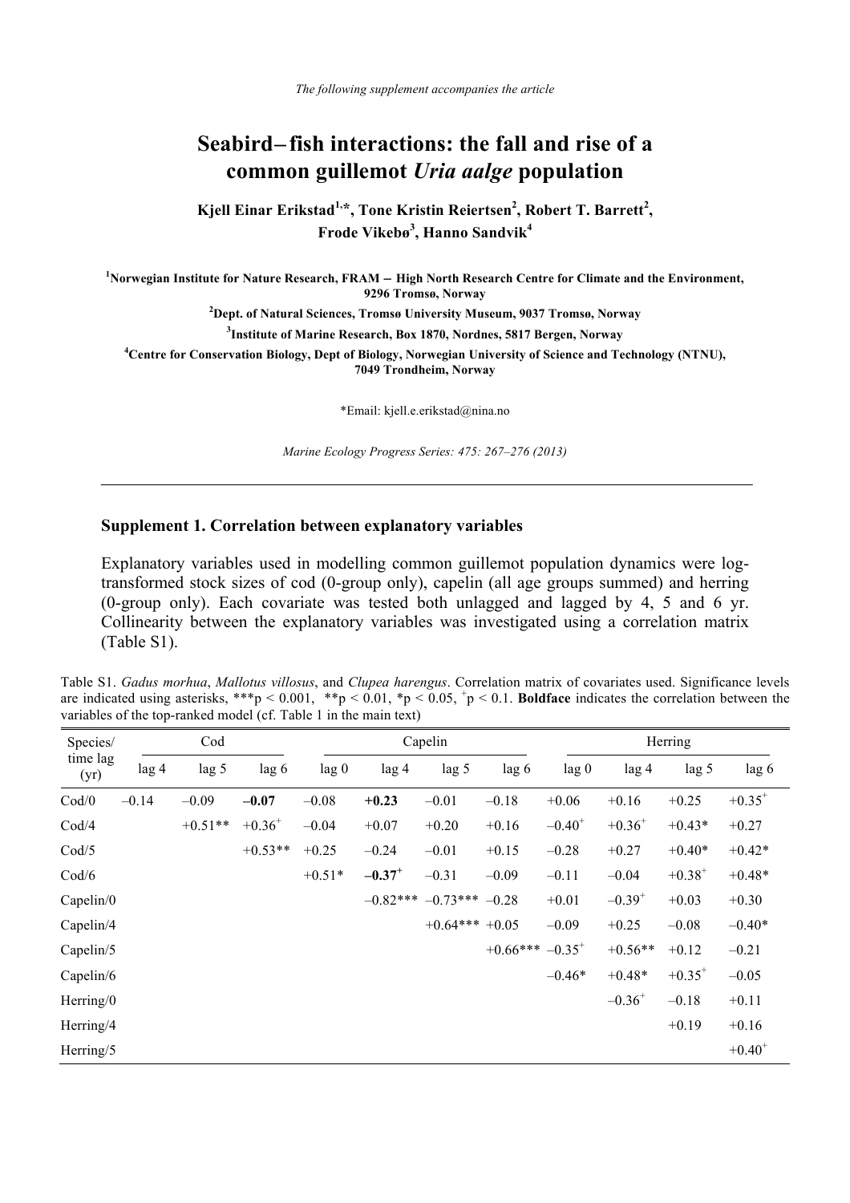*The following supplement accompanies the article*

# Seabird – fish interactions: the fall and rise of a common guillemot *Uria aalge* population

**Kjell Einar Erikstad[1,*], Tone Kristin Reiertsen[2], Robert T. Barrett[2], Frode Vikebø[3], Hanno Sandvik[4]**

[1]Norwegian Institute for Nature Research, FRAM – High North Research Centre for Climate and the Environment, 9296 Tromsø, Norway

[2]Dept. of Natural Sciences, Tromsø University Museum, 9037 Tromsø, Norway

[3]Institute of Marine Research, Box 1870, Nordnes, 5817 Bergen, Norway

[4]Centre for Conservation Biology, Dept of Biology, Norwegian University of Science and Technology (NTNU), 7049 Trondheim, Norway

*Email: kjell.e.erikstad@nina.no

*Marine Ecology Progress Series: 475: 267–276 (2013)*

---

## Supplement 1. Correlation between explanatory variables

Explanatory variables used in modelling common guillemot population dynamics were log-transformed stock sizes of cod (0-group only), capelin (all age groups summed) and herring (0-group only). Each covariate was tested both unlagged and lagged by 4, 5 and 6 yr. Collinearity between the explanatory variables was investigated using a correlation matrix (Table S1).

Table S1. *Gadus morhua*, *Mallotus villosus*, and *Clupea harengus*. Correlation matrix of covariates used. Significance levels are indicated using asterisks, ***p < 0.001, **p < 0.01, *p < 0.05, $^{+}$p < 0.1. **Boldface** indicates the correlation between the variables of the top-ranked model (cf. Table 1 in the main text)

| Species/ time lag (yr) | Cod | | | Capelin | | | | Herring | | | |
|---|---|---|---|---|---|---|---|---|---|---|---|
| | lag 4 | lag 5 | lag 6 | lag 0 | lag 4 | lag 5 | lag 6 | lag 0 | lag 4 | lag 5 | lag 6 |
| Cod/0 | –0.14 | –0.09 | **–0.07** | –0.08 | **+0.23** | –0.01 | –0.18 | +0.06 | +0.16 | +0.25 | +0.35$^{+}$ |
| Cod/4 | | +0.51** | +0.36$^{+}$ | –0.04 | +0.07 | +0.20 | +0.16 | –0.40$^{+}$ | +0.36$^{+}$ | +0.43* | +0.27 |
| Cod/5 | | | +0.53** | +0.25 | –0.24 | –0.01 | +0.15 | –0.28 | +0.27 | +0.40* | +0.42* |
| Cod/6 | | | | +0.51* | **–0.37$^{+}$** | –0.31 | –0.09 | –0.11 | –0.04 | +0.38$^{+}$ | +0.48* |
| Capelin/0 | | | | | –0.82*** | –0.73*** | –0.28 | +0.01 | –0.39$^{+}$ | +0.03 | +0.30 |
| Capelin/4 | | | | | | +0.64*** | +0.05 | –0.09 | +0.25 | –0.08 | –0.40* |
| Capelin/5 | | | | | | | +0.66*** | –0.35$^{+}$ | +0.56** | +0.12 | –0.21 |
| Capelin/6 | | | | | | | | –0.46* | +0.48* | +0.35$^{+}$ | –0.05 |
| Herring/0 | | | | | | | | | –0.36$^{+}$ | –0.18 | +0.11 |
| Herring/4 | | | | | | | | | | +0.19 | +0.16 |
| Herring/5 | | | | | | | | | | | +0.40$^{+}$ |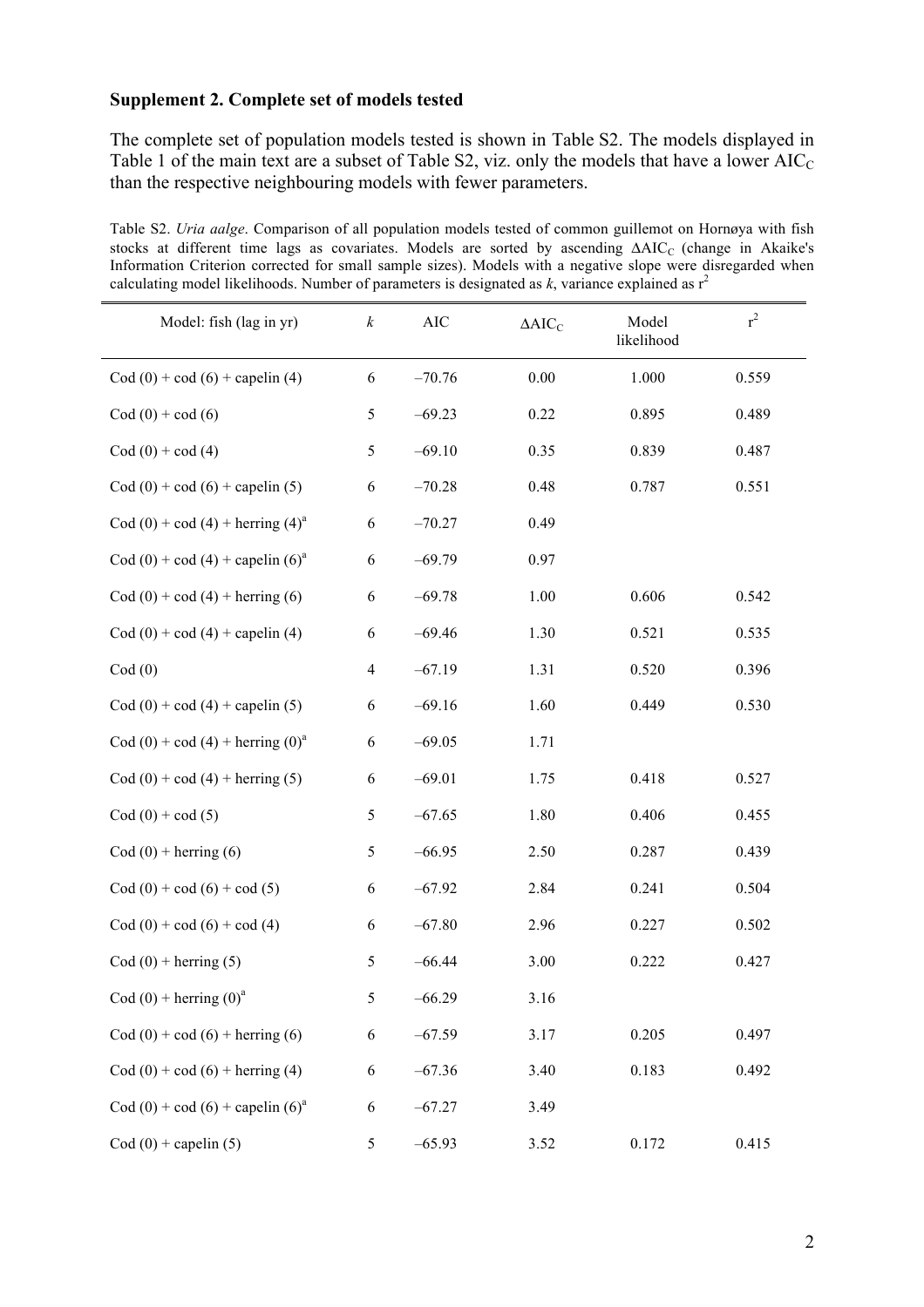**Supplement 2. Complete set of models tested**

The complete set of population models tested is shown in Table S2. The models displayed in Table 1 of the main text are a subset of Table S2, viz. only the models that have a lower $AIC_C$ than the respective neighbouring models with fewer parameters.

Table S2. *Uria aalge*. Comparison of all population models tested of common guillemot on Hornøya with fish stocks at different time lags as covariates. Models are sorted by ascending $\Delta AIC_C$ (change in Akaike's Information Criterion corrected for small sample sizes). Models with a negative slope were disregarded when calculating model likelihoods. Number of parameters is designated as $k$, variance explained as $r^2$

| Model: fish (lag in yr) | $k$ | AIC | $\Delta AIC_C$ | Model likelihood | $r^2$ |
|---|---|---|---|---|---|
| Cod (0) + cod (6) + capelin (4) | 6 | −70.76 | 0.00 | 1.000 | 0.559 |
| Cod (0) + cod (6) | 5 | −69.23 | 0.22 | 0.895 | 0.489 |
| Cod (0) + cod (4) | 5 | −69.10 | 0.35 | 0.839 | 0.487 |
| Cod (0) + cod (6) + capelin (5) | 6 | −70.28 | 0.48 | 0.787 | 0.551 |
| Cod (0) + cod (4) + herring (4)[a] | 6 | −70.27 | 0.49 | | |
| Cod (0) + cod (4) + capelin (6)[a] | 6 | −69.79 | 0.97 | | |
| Cod (0) + cod (4) + herring (6) | 6 | −69.78 | 1.00 | 0.606 | 0.542 |
| Cod (0) + cod (4) + capelin (4) | 6 | −69.46 | 1.30 | 0.521 | 0.535 |
| Cod (0) | 4 | −67.19 | 1.31 | 0.520 | 0.396 |
| Cod (0) + cod (4) + capelin (5) | 6 | −69.16 | 1.60 | 0.449 | 0.530 |
| Cod (0) + cod (4) + herring (0)[a] | 6 | −69.05 | 1.71 | | |
| Cod (0) + cod (4) + herring (5) | 6 | −69.01 | 1.75 | 0.418 | 0.527 |
| Cod (0) + cod (5) | 5 | −67.65 | 1.80 | 0.406 | 0.455 |
| Cod (0) + herring (6) | 5 | −66.95 | 2.50 | 0.287 | 0.439 |
| Cod (0) + cod (6) + cod (5) | 6 | −67.92 | 2.84 | 0.241 | 0.504 |
| Cod (0) + cod (6) + cod (4) | 6 | −67.80 | 2.96 | 0.227 | 0.502 |
| Cod (0) + herring (5) | 5 | −66.44 | 3.00 | 0.222 | 0.427 |
| Cod (0) + herring (0)[a] | 5 | −66.29 | 3.16 | | |
| Cod (0) + cod (6) + herring (6) | 6 | −67.59 | 3.17 | 0.205 | 0.497 |
| Cod (0) + cod (6) + herring (4) | 6 | −67.36 | 3.40 | 0.183 | 0.492 |
| Cod (0) + cod (6) + capelin (6)[a] | 6 | −67.27 | 3.49 | | |
| Cod (0) + capelin (5) | 5 | −65.93 | 3.52 | 0.172 | 0.415 |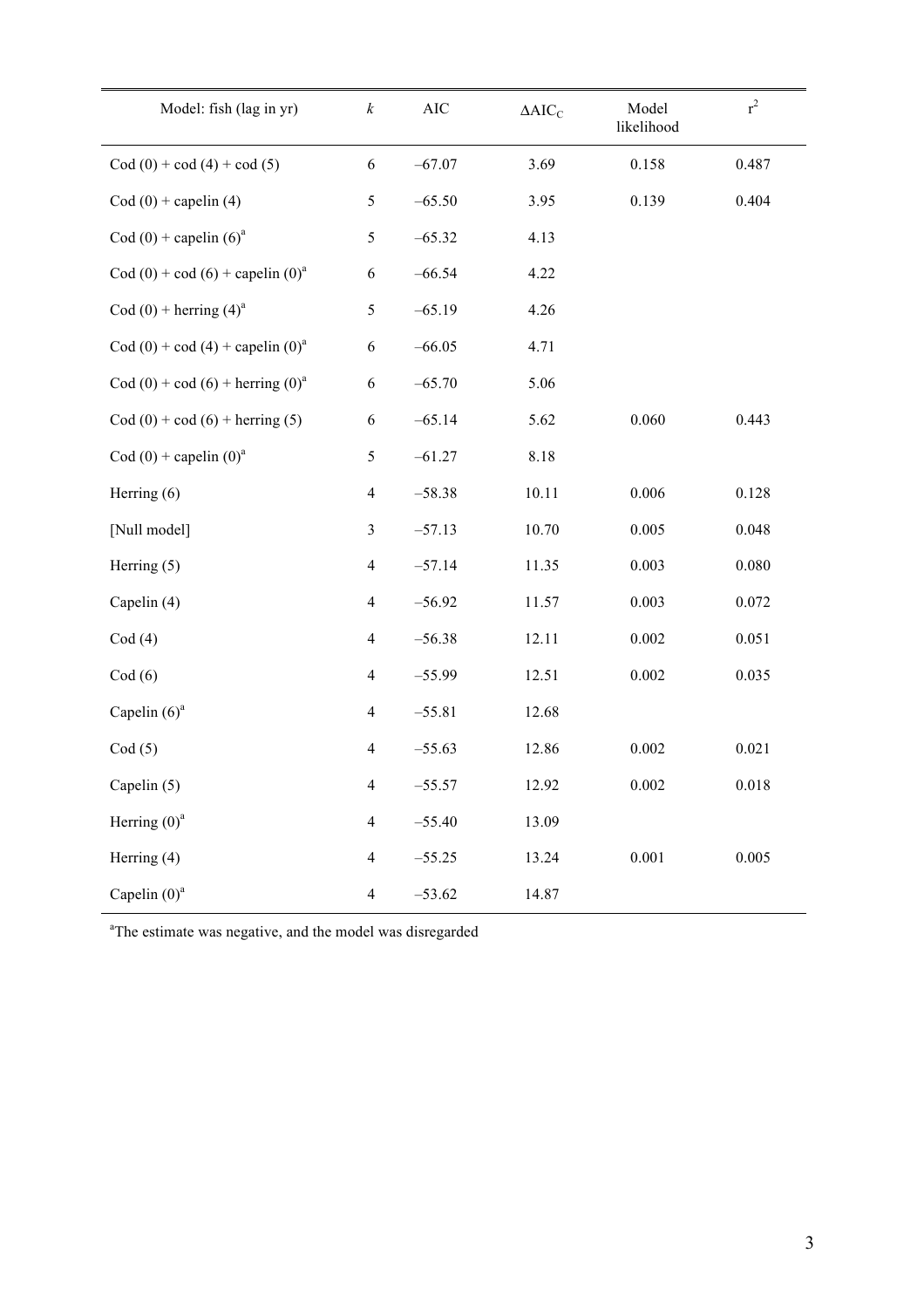| Model: fish (lag in yr) | $k$ | AIC | $\Delta AIC_C$ | Model likelihood | $r^2$ |
|---|---|---|---|---|---|
| Cod (0) + cod (4) + cod (5) | 6 | –67.07 | 3.69 | 0.158 | 0.487 |
| Cod (0) + capelin (4) | 5 | –65.50 | 3.95 | 0.139 | 0.404 |
| Cod (0) + capelin (6)[a] | 5 | –65.32 | 4.13 | | |
| Cod (0) + cod (6) + capelin (0)[a] | 6 | –66.54 | 4.22 | | |
| Cod (0) + herring (4)[a] | 5 | –65.19 | 4.26 | | |
| Cod (0) + cod (4) + capelin (0)[a] | 6 | –66.05 | 4.71 | | |
| Cod (0) + cod (6) + herring (0)[a] | 6 | –65.70 | 5.06 | | |
| Cod (0) + cod (6) + herring (5) | 6 | –65.14 | 5.62 | 0.060 | 0.443 |
| Cod (0) + capelin (0)[a] | 5 | –61.27 | 8.18 | | |
| Herring (6) | 4 | –58.38 | 10.11 | 0.006 | 0.128 |
| [Null model] | 3 | –57.13 | 10.70 | 0.005 | 0.048 |
| Herring (5) | 4 | –57.14 | 11.35 | 0.003 | 0.080 |
| Capelin (4) | 4 | –56.92 | 11.57 | 0.003 | 0.072 |
| Cod (4) | 4 | –56.38 | 12.11 | 0.002 | 0.051 |
| Cod (6) | 4 | –55.99 | 12.51 | 0.002 | 0.035 |
| Capelin (6)[a] | 4 | –55.81 | 12.68 | | |
| Cod (5) | 4 | –55.63 | 12.86 | 0.002 | 0.021 |
| Capelin (5) | 4 | –55.57 | 12.92 | 0.002 | 0.018 |
| Herring (0)[a] | 4 | –55.40 | 13.09 | | |
| Herring (4) | 4 | –55.25 | 13.24 | 0.001 | 0.005 |
| Capelin (0)[a] | 4 | –53.62 | 14.87 | | |

[a]The estimate was negative, and the model was disregarded